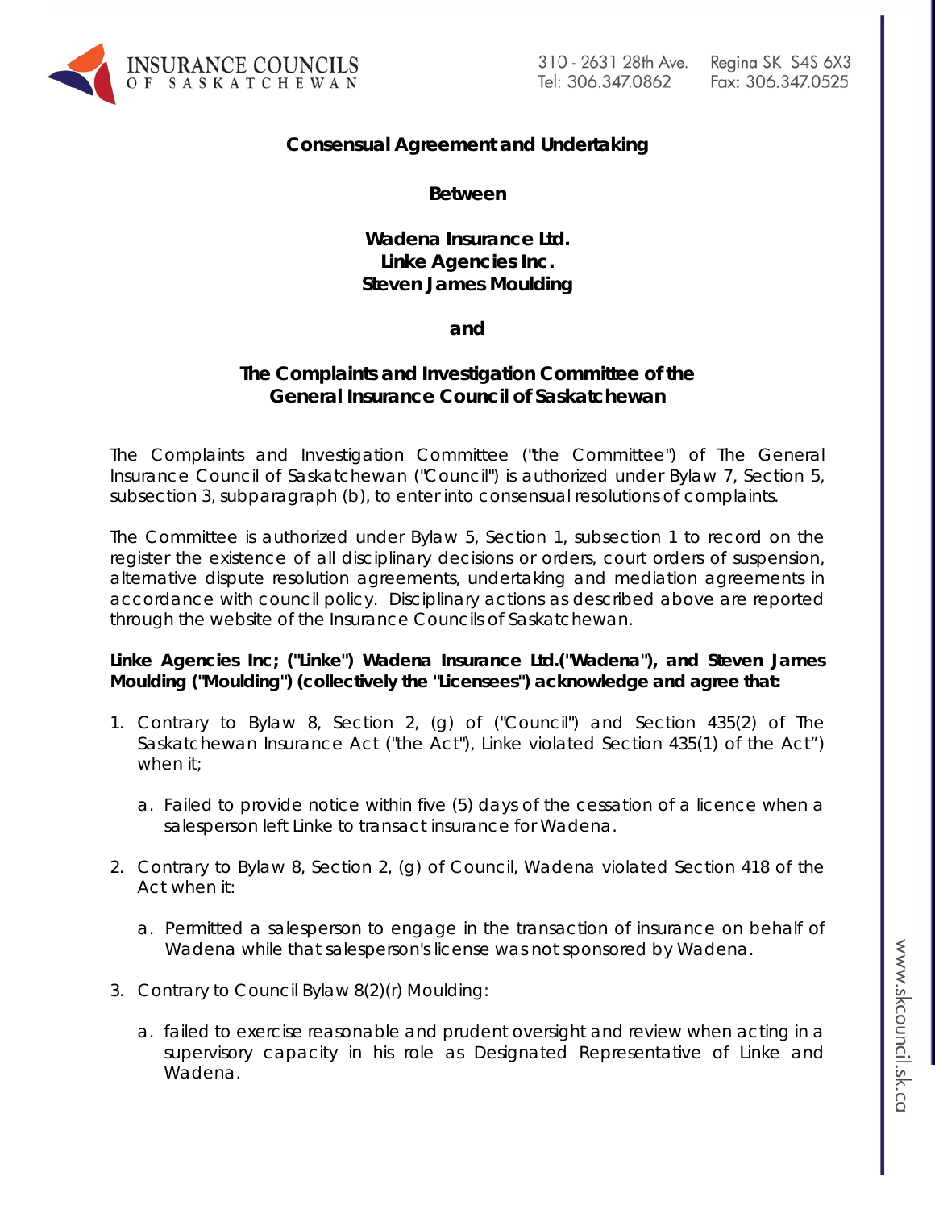INSURANCE COUNCILS OF SASKATCHEWAN

310 - 2631 28th Ave. Regina SK S4S 6X3
Tel: 306.347.0862 Fax: 306.347.0525

**Consensual Agreement and Undertaking**

**Between**

**Wadena Insurance Ltd.**
**Linke Agencies Inc.**
**Steven James Moulding**

**and**

**The Complaints and Investigation Committee of the General Insurance Council of Saskatchewan**

The Complaints and Investigation Committee ("the Committee") of The General Insurance Council of Saskatchewan ("Council") is authorized under Bylaw 7, Section 5, subsection 3, subparagraph (b), to enter into consensual resolutions of complaints.

The Committee is authorized under Bylaw 5, Section 1, subsection 1 to record on the register the existence of all disciplinary decisions or orders, court orders of suspension, alternative dispute resolution agreements, undertaking and mediation agreements in accordance with council policy. Disciplinary actions as described above are reported through the website of the Insurance Councils of Saskatchewan.

**Linke Agencies Inc; ("Linke") Wadena Insurance Ltd.("Wadena"), and Steven James Moulding ("Moulding") (collectively the "Licensees") acknowledge and agree that:**

1. Contrary to Bylaw 8, Section 2, (g) of ("Council") and Section 435(2) of The Saskatchewan Insurance Act ("the Act"), Linke violated Section 435(1) of the Act") when it;
   a. Failed to provide notice within five (5) days of the cessation of a licence when a salesperson left Linke to transact insurance for Wadena.
2. Contrary to Bylaw 8, Section 2, (g) of Council, Wadena violated Section 418 of the Act when it:
   a. Permitted a salesperson to engage in the transaction of insurance on behalf of Wadena while that salesperson's license was not sponsored by Wadena.
3. Contrary to Council Bylaw 8(2)(r) Moulding:
   a. failed to exercise reasonable and prudent oversight and review when acting in a supervisory capacity in his role as Designated Representative of Linke and Wadena.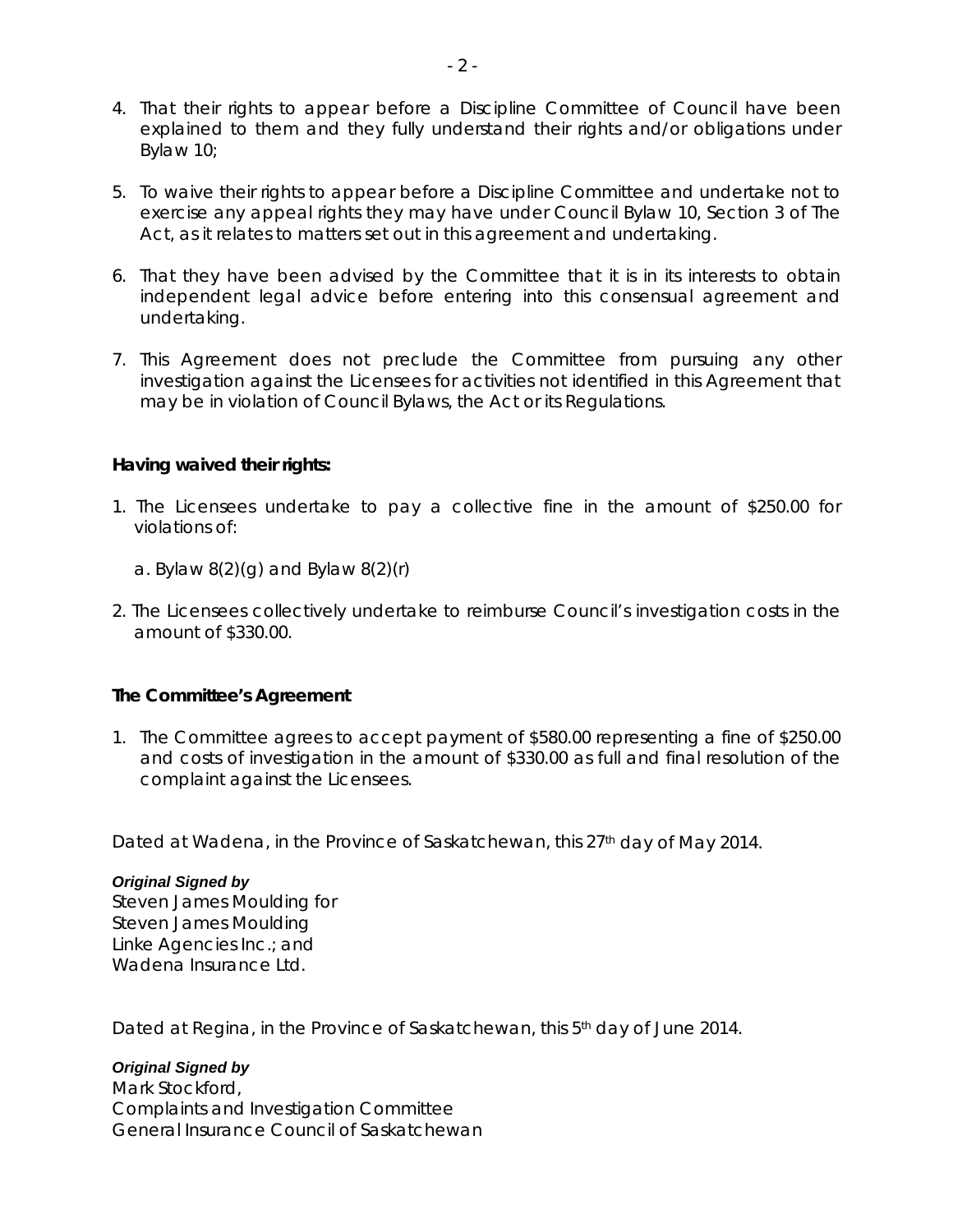4. That their rights to appear before a Discipline Committee of Council have been explained to them and they fully understand their rights and/or obligations under Bylaw 10;

5. To waive their rights to appear before a Discipline Committee and undertake not to exercise any appeal rights they may have under Council Bylaw 10, Section 3 of The Act, as it relates to matters set out in this agreement and undertaking.

6. That they have been advised by the Committee that it is in its interests to obtain independent legal advice before entering into this consensual agreement and undertaking.

7. This Agreement does not preclude the Committee from pursuing any other investigation against the Licensees for activities not identified in this Agreement that may be in violation of Council Bylaws, the Act or its Regulations.

**Having waived their rights:**

1. The Licensees undertake to pay a collective fine in the amount of $250.00 for violations of:

   a. Bylaw 8(2)(g) and Bylaw 8(2)(r)

2. The Licensees collectively undertake to reimburse Council's investigation costs in the amount of $330.00.

**The Committee's Agreement**

1. The Committee agrees to accept payment of $580.00 representing a fine of $250.00 and costs of investigation in the amount of $330.00 as full and final resolution of the complaint against the Licensees.

Dated at Wadena, in the Province of Saskatchewan, this 27th day of May 2014.

***Original Signed by***
Steven James Moulding for
Steven James Moulding
Linke Agencies Inc.; and
Wadena Insurance Ltd.

Dated at Regina, in the Province of Saskatchewan, this 5th day of June 2014.

***Original Signed by***
Mark Stockford,
Complaints and Investigation Committee
General Insurance Council of Saskatchewan